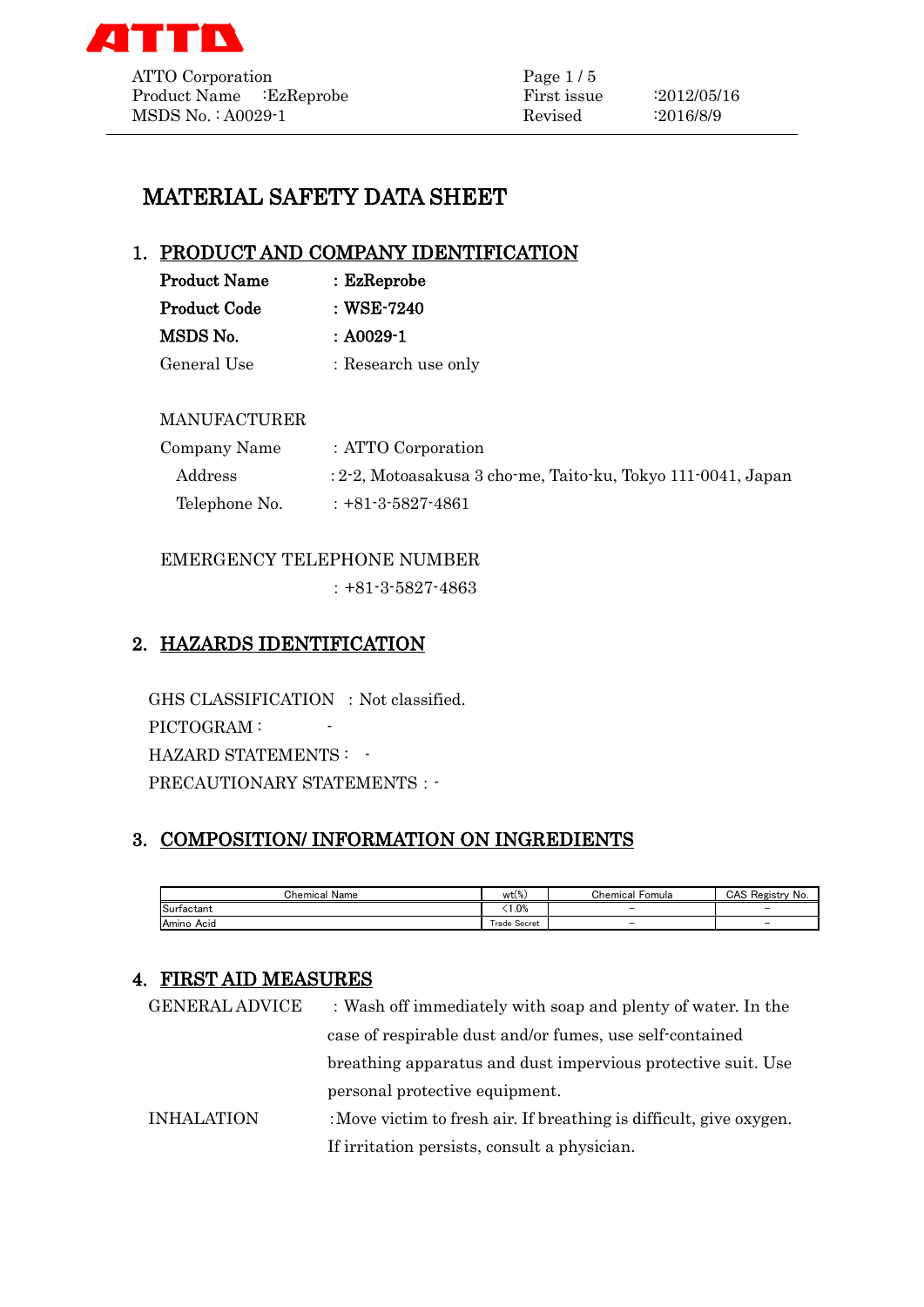ATTO Corporation
Product Name :EzReprobe
MSDS No. : A0029-1

First issue :2012/05/16
Revised :2016/8/9

# MATERIAL SAFETY DATA SHEET

## 1. PRODUCT AND COMPANY IDENTIFICATION

**Product Name** : **EzReprobe**
**Product Code** : **WSE-7240**
**MSDS No.** : **A0029-1**
General Use : Research use only

MANUFACTURER

Company Name : ATTO Corporation
Address : 2-2, Motoasakusa 3 cho-me, Taito-ku, Tokyo 111-0041, Japan
Telephone No. : +81-3-5827-4861

EMERGENCY TELEPHONE NUMBER
: +81-3-5827-4863

## 2. HAZARDS IDENTIFICATION

GHS CLASSIFICATION : Not classified.
PICTOGRAM : -
HAZARD STATEMENTS : -
PRECAUTIONARY STATEMENTS : -

## 3. COMPOSITION/ INFORMATION ON INGREDIENTS

| Chemical Name | wt(%) | Chemical Fomula | CAS Registry No. |
|---|---|---|---|
| Surfactant | <1.0% | – | – |
| Amino Acid | Trade Secret | – | – |

## 4. FIRST AID MEASURES

GENERAL ADVICE : Wash off immediately with soap and plenty of water. In the case of respirable dust and/or fumes, use self-contained breathing apparatus and dust impervious protective suit. Use personal protective equipment.

INHALATION : Move victim to fresh air. If breathing is difficult, give oxygen. If irritation persists, consult a physician.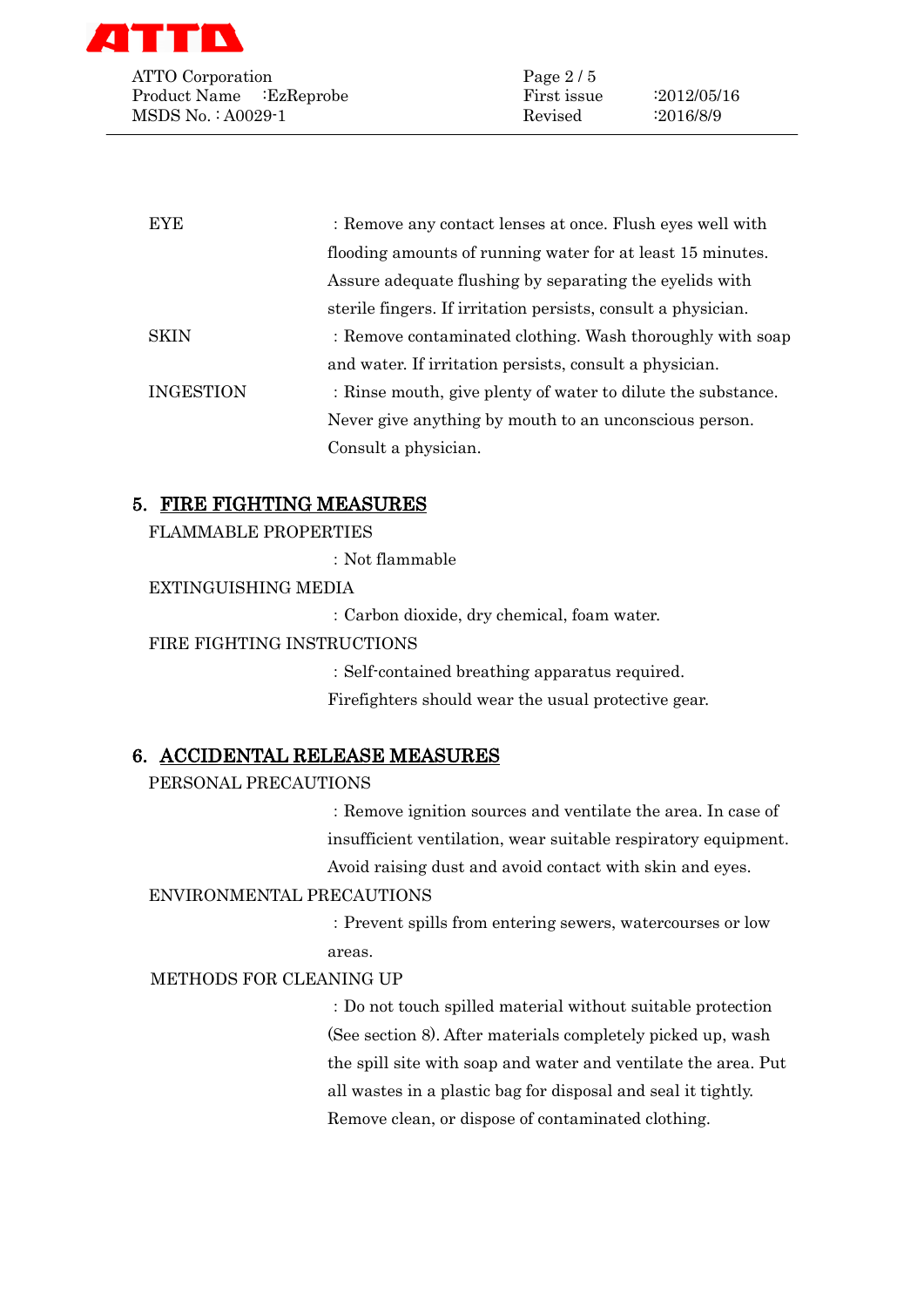EYE : Remove any contact lenses at once. Flush eyes well with flooding amounts of running water for at least 15 minutes. Assure adequate flushing by separating the eyelids with sterile fingers. If irritation persists, consult a physician.

SKIN : Remove contaminated clothing. Wash thoroughly with soap and water. If irritation persists, consult a physician.

INGESTION : Rinse mouth, give plenty of water to dilute the substance. Never give anything by mouth to an unconscious person. Consult a physician.

## 5. FIRE FIGHTING MEASURES

FLAMMABLE PROPERTIES

: Not flammable

EXTINGUISHING MEDIA

: Carbon dioxide, dry chemical, foam water.

FIRE FIGHTING INSTRUCTIONS

: Self-contained breathing apparatus required. Firefighters should wear the usual protective gear.

## 6. ACCIDENTAL RELEASE MEASURES

PERSONAL PRECAUTIONS

: Remove ignition sources and ventilate the area. In case of insufficient ventilation, wear suitable respiratory equipment. Avoid raising dust and avoid contact with skin and eyes.

ENVIRONMENTAL PRECAUTIONS

: Prevent spills from entering sewers, watercourses or low areas.

METHODS FOR CLEANING UP

: Do not touch spilled material without suitable protection (See section 8). After materials completely picked up, wash the spill site with soap and water and ventilate the area. Put all wastes in a plastic bag for disposal and seal it tightly. Remove clean, or dispose of contaminated clothing.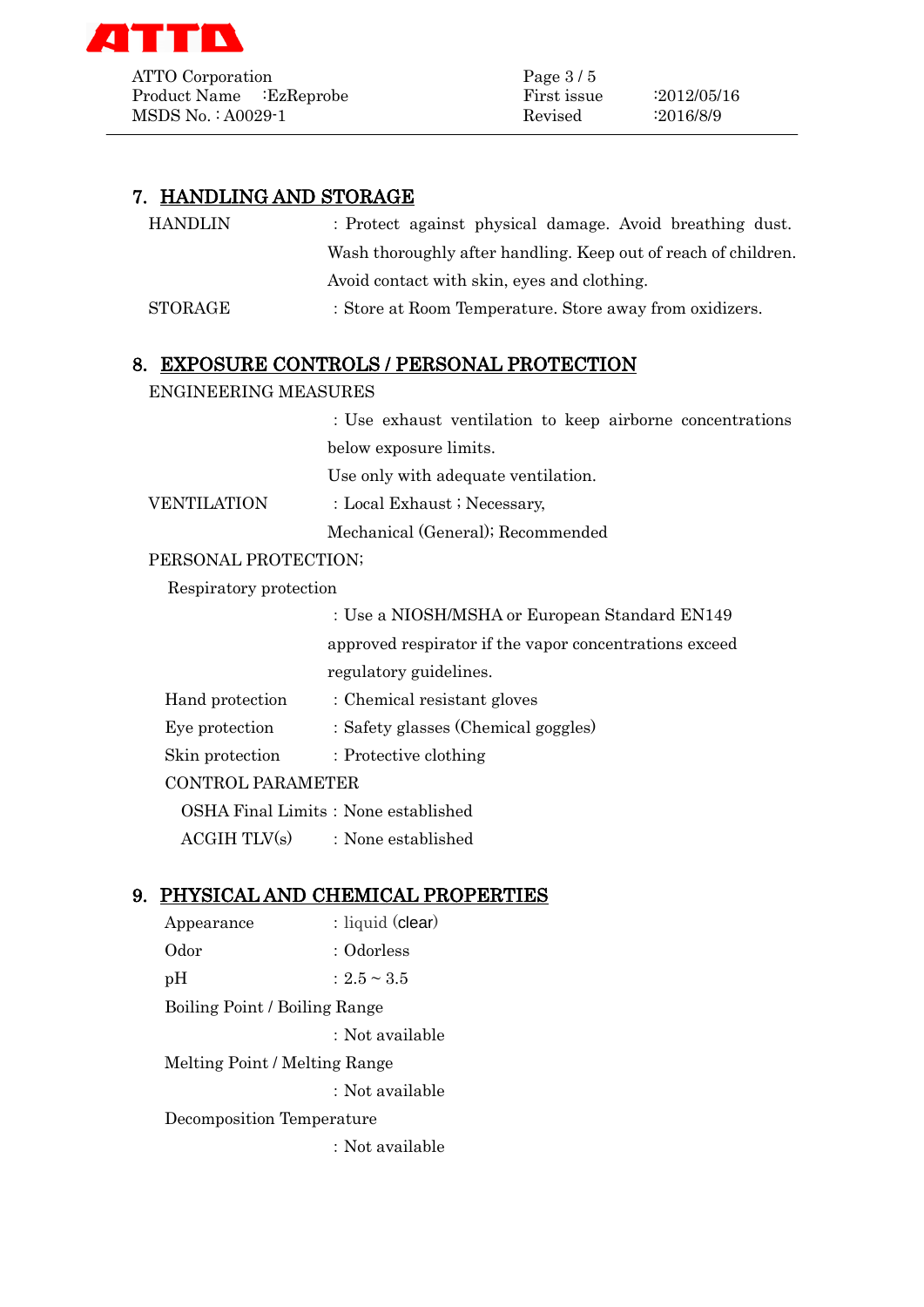## 7. HANDLING AND STORAGE

HANDLIN : Protect against physical damage. Avoid breathing dust. Wash thoroughly after handling. Keep out of reach of children. Avoid contact with skin, eyes and clothing.

STORAGE : Store at Room Temperature. Store away from oxidizers.

## 8. EXPOSURE CONTROLS / PERSONAL PROTECTION

ENGINEERING MEASURES

: Use exhaust ventilation to keep airborne concentrations below exposure limits.
Use only with adequate ventilation.

VENTILATION : Local Exhaust ; Necessary,
Mechanical (General); Recommended

PERSONAL PROTECTION;

Respiratory protection

: Use a NIOSH/MSHA or European Standard EN149 approved respirator if the vapor concentrations exceed regulatory guidelines.

Hand protection : Chemical resistant gloves

Eye protection : Safety glasses (Chemical goggles)

Skin protection : Protective clothing

CONTROL PARAMETER

OSHA Final Limits : None established

ACGIH TLV(s) : None established

## 9. PHYSICAL AND CHEMICAL PROPERTIES

Appearance : liquid (clear)

Odor : Odorless

pH : 2.5 ~ 3.5

Boiling Point / Boiling Range

: Not available

Melting Point / Melting Range

: Not available

Decomposition Temperature

: Not available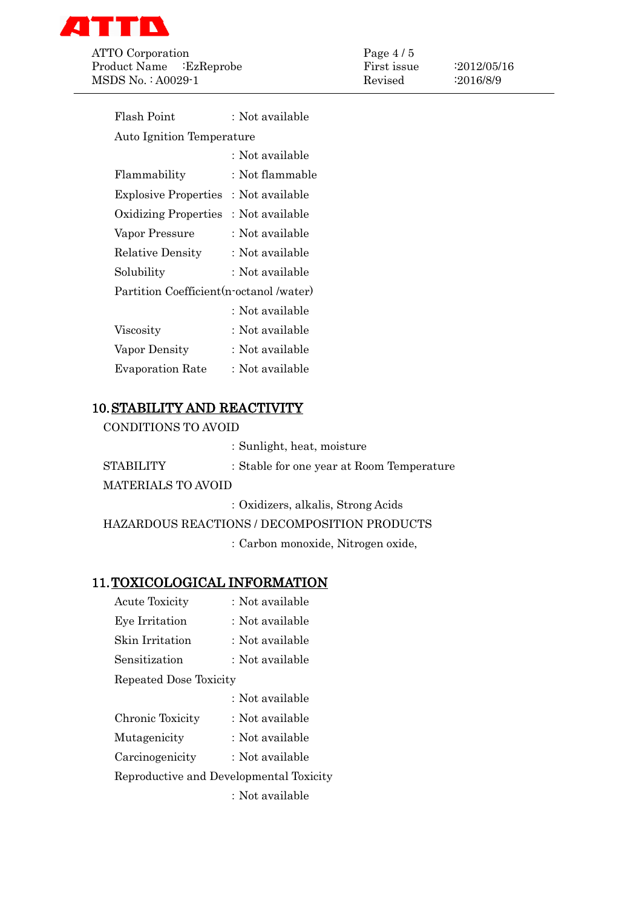Flash Point : Not available

Auto Ignition Temperature

: Not available

Flammability : Not flammable

Explosive Properties : Not available

Oxidizing Properties : Not available

Vapor Pressure : Not available

Relative Density : Not available

Solubility : Not available

Partition Coefficient(n-octanol /water)

: Not available

Viscosity : Not available

Vapor Density : Not available

Evaporation Rate : Not available

## 10. STABILITY AND REACTIVITY

CONDITIONS TO AVOID

: Sunlight, heat, moisture

STABILITY : Stable for one year at Room Temperature

MATERIALS TO AVOID

: Oxidizers, alkalis, Strong Acids

HAZARDOUS REACTIONS / DECOMPOSITION PRODUCTS

: Carbon monoxide, Nitrogen oxide,

## 11. TOXICOLOGICAL INFORMATION

Acute Toxicity : Not available

Eye Irritation : Not available

Skin Irritation : Not available

Sensitization : Not available

Repeated Dose Toxicity

: Not available

Chronic Toxicity : Not available

Mutagenicity : Not available

Carcinogenicity : Not available

Reproductive and Developmental Toxicity

: Not available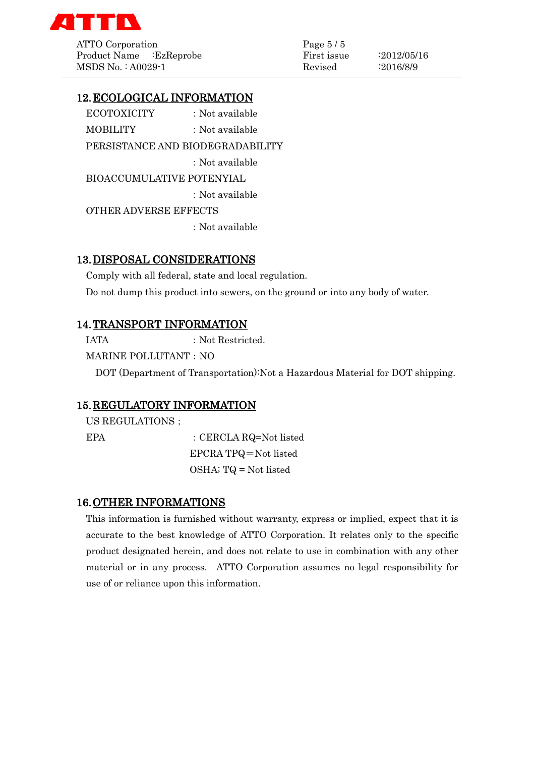## 12. ECOLOGICAL INFORMATION

ECOTOXICITY : Not available

MOBILITY : Not available

PERSISTANCE AND BIODEGRADABILITY

: Not available

BIOACCUMULATIVE POTENYIAL

: Not available

OTHER ADVERSE EFFECTS

: Not available

## 13. DISPOSAL CONSIDERATIONS

Comply with all federal, state and local regulation.

Do not dump this product into sewers, on the ground or into any body of water.

## 14. TRANSPORT INFORMATION

IATA : Not Restricted.

MARINE POLLUTANT : NO

DOT (Department of Transportation):Not a Hazardous Material for DOT shipping.

## 15. REGULATORY INFORMATION

US REGULATIONS ;

EPA : CERCLA RQ=Not listed

EPCRA TPQ=Not listed

OSHA: TQ = Not listed

## 16. OTHER INFORMATIONS

This information is furnished without warranty, express or implied, expect that it is accurate to the best knowledge of ATTO Corporation. It relates only to the specific product designated herein, and does not relate to use in combination with any other material or in any process. ATTO Corporation assumes no legal responsibility for use of or reliance upon this information.